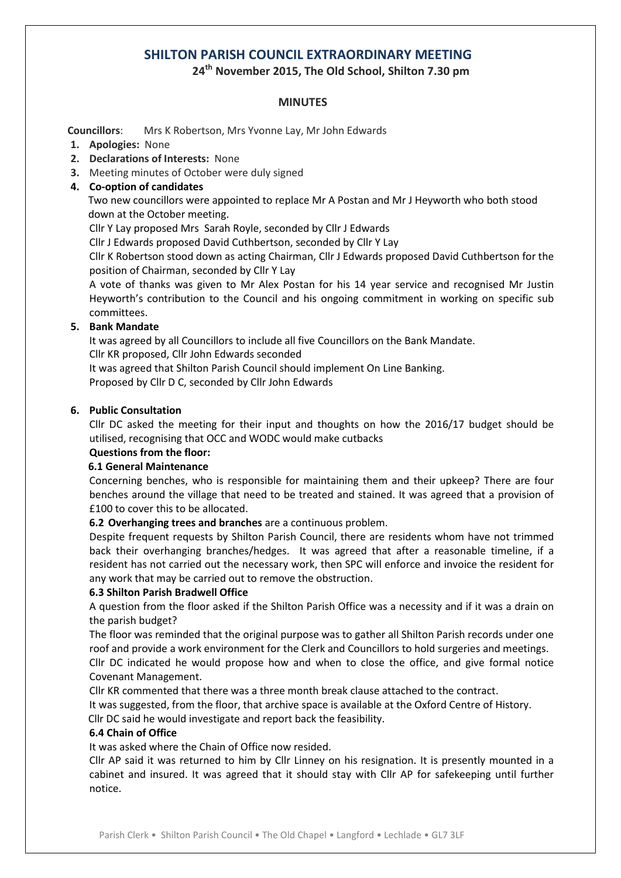# SHILTON PARISH COUNCIL EXTRAORDINARY MEETING

**24th November 2015, The Old School, Shilton 7.30 pm**

**MINUTES**

**Councillors**: Mrs K Robertson, Mrs Yvonne Lay, Mr John Edwards

1. **Apologies:** None
2. **Declarations of Interests:** None
3. Meeting minutes of October were duly signed
4. **Co-option of candidates**

   Two new councillors were appointed to replace Mr A Postan and Mr J Heyworth who both stood down at the October meeting.

   Cllr Y Lay proposed Mrs Sarah Royle, seconded by Cllr J Edwards

   Cllr J Edwards proposed David Cuthbertson, seconded by Cllr Y Lay

   Cllr K Robertson stood down as acting Chairman, Cllr J Edwards proposed David Cuthbertson for the position of Chairman, seconded by Cllr Y Lay

   A vote of thanks was given to Mr Alex Postan for his 14 year service and recognised Mr Justin Heyworth's contribution to the Council and his ongoing commitment in working on specific sub committees.

5. **Bank Mandate**

   It was agreed by all Councillors to include all five Councillors on the Bank Mandate.

   Cllr KR proposed, Cllr John Edwards seconded

   It was agreed that Shilton Parish Council should implement On Line Banking.

   Proposed by Cllr D C, seconded by Cllr John Edwards

6. **Public Consultation**

   Cllr DC asked the meeting for their input and thoughts on how the 2016/17 budget should be utilised, recognising that OCC and WODC would make cutbacks

   **Questions from the floor:**

   **6.1 General Maintenance**

   Concerning benches, who is responsible for maintaining them and their upkeep? There are four benches around the village that need to be treated and stained. It was agreed that a provision of £100 to cover this to be allocated.

   **6.2 Overhanging trees and branches** are a continuous problem.

   Despite frequent requests by Shilton Parish Council, there are residents whom have not trimmed back their overhanging branches/hedges. It was agreed that after a reasonable timeline, if a resident has not carried out the necessary work, then SPC will enforce and invoice the resident for any work that may be carried out to remove the obstruction.

   **6.3 Shilton Parish Bradwell Office**

   A question from the floor asked if the Shilton Parish Office was a necessity and if it was a drain on the parish budget?

   The floor was reminded that the original purpose was to gather all Shilton Parish records under one roof and provide a work environment for the Clerk and Councillors to hold surgeries and meetings.

   Cllr DC indicated he would propose how and when to close the office, and give formal notice Covenant Management.

   Cllr KR commented that there was a three month break clause attached to the contract.

   It was suggested, from the floor, that archive space is available at the Oxford Centre of History.

   Cllr DC said he would investigate and report back the feasibility.

   **6.4 Chain of Office**

   It was asked where the Chain of Office now resided.

   Cllr AP said it was returned to him by Cllr Linney on his resignation. It is presently mounted in a cabinet and insured. It was agreed that it should stay with Cllr AP for safekeeping until further notice.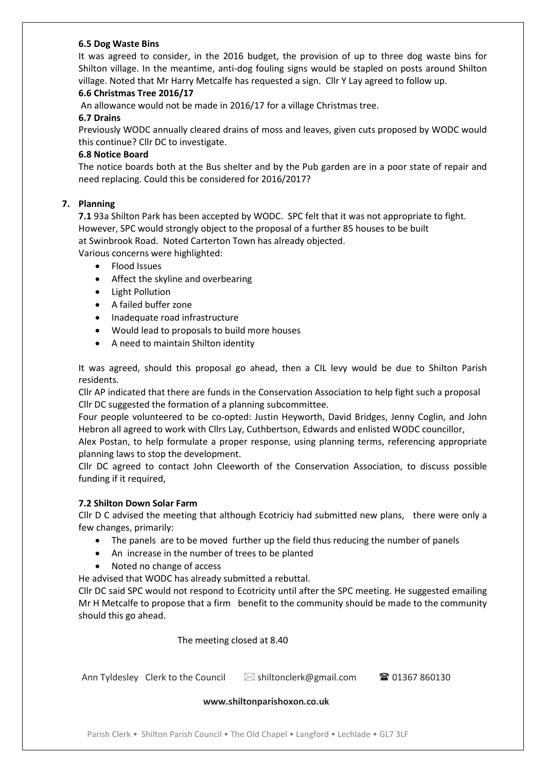**6.5 Dog Waste Bins**

It was agreed to consider, in the 2016 budget, the provision of up to three dog waste bins for Shilton village. In the meantime, anti-dog fouling signs would be stapled on posts around Shilton village. Noted that Mr Harry Metcalfe has requested a sign. Cllr Y Lay agreed to follow up.

**6.6 Christmas Tree 2016/17**

An allowance would not be made in 2016/17 for a village Christmas tree.

**6.7 Drains**

Previously WODC annually cleared drains of moss and leaves, given cuts proposed by WODC would this continue? Cllr DC to investigate.

**6.8 Notice Board**

The notice boards both at the Bus shelter and by the Pub garden are in a poor state of repair and need replacing. Could this be considered for 2016/2017?

**7. Planning**

**7.1** 93a Shilton Park has been accepted by WODC. SPC felt that it was not appropriate to fight. However, SPC would strongly object to the proposal of a further 85 houses to be built at Swinbrook Road. Noted Carterton Town has already objected.

Various concerns were highlighted:

- Flood Issues
- Affect the skyline and overbearing
- Light Pollution
- A failed buffer zone
- Inadequate road infrastructure
- Would lead to proposals to build more houses
- A need to maintain Shilton identity

It was agreed, should this proposal go ahead, then a CIL levy would be due to Shilton Parish residents.

Cllr AP indicated that there are funds in the Conservation Association to help fight such a proposal

Cllr DC suggested the formation of a planning subcommittee.

Four people volunteered to be co-opted: Justin Heyworth, David Bridges, Jenny Coglin, and John Hebron all agreed to work with Cllrs Lay, Cuthbertson, Edwards and enlisted WODC councillor, Alex Postan, to help formulate a proper response, using planning terms, referencing appropriate planning laws to stop the development.

Cllr DC agreed to contact John Cleeworth of the Conservation Association, to discuss possible funding if it required,

**7.2 Shilton Down Solar Farm**

Cllr D C advised the meeting that although Ecotriciy had submitted new plans, there were only a few changes, primarily:

- The panels are to be moved further up the field thus reducing the number of panels
- An increase in the number of trees to be planted
- Noted no change of access

He advised that WODC has already submitted a rebuttal.

Cllr DC said SPC would not respond to Ecotricity until after the SPC meeting. He suggested emailing Mr H Metcalfe to propose that a firm benefit to the community should be made to the community should this go ahead.

The meeting closed at 8.40

Ann Tyldesley Clerk to the Council ✉ shiltonclerk@gmail.com ☎ 01367 860130

**www.shiltonparishoxon.co.uk**

Parish Clerk • Shilton Parish Council • The Old Chapel • Langford • Lechlade • GL7 3LF